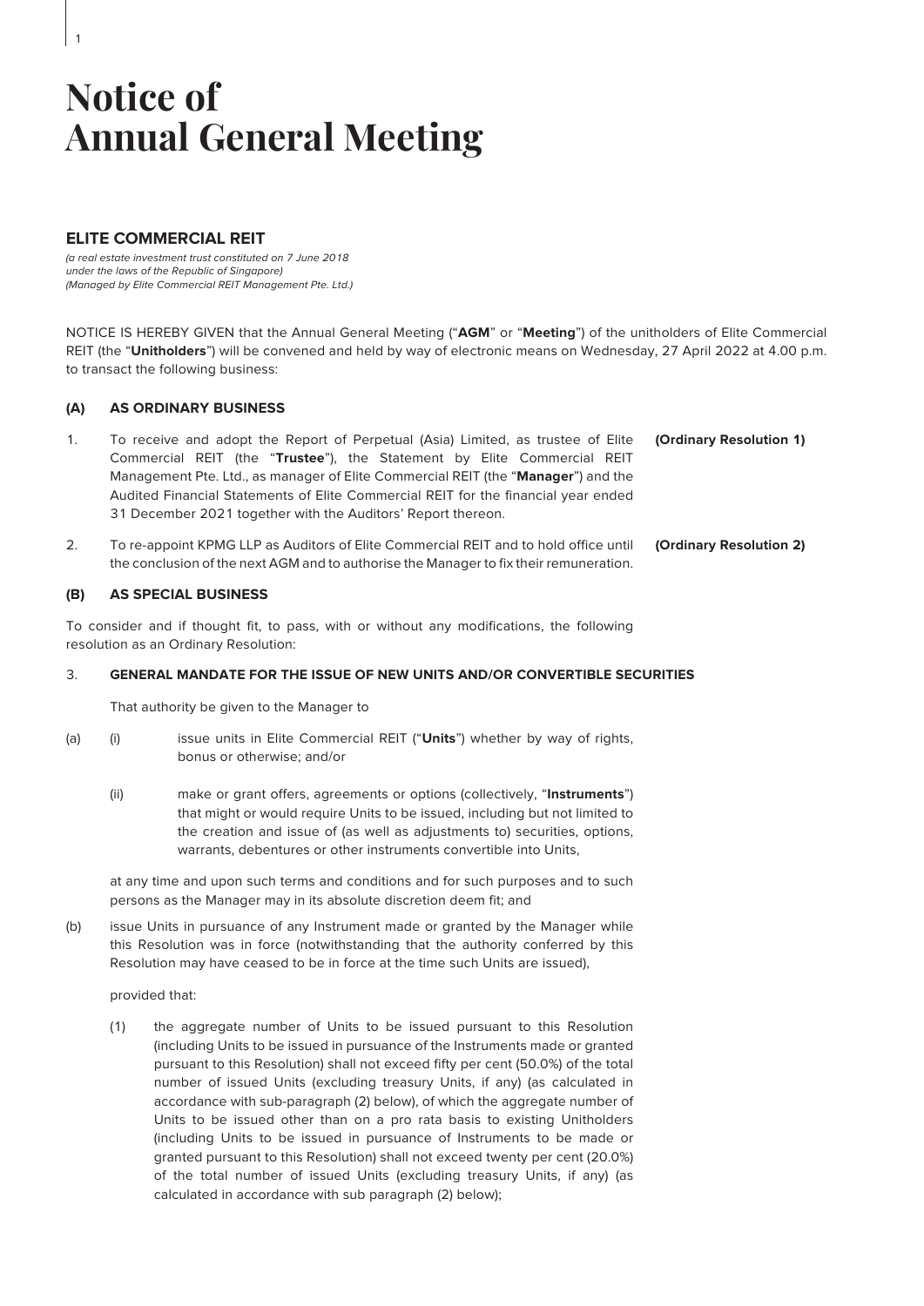# Notice of Annual General Meeting

## ELITE COMMERCIAL REIT

*(a real estate investment trust constituted on 7 June 2018 under the laws of the Republic of Singapore)*
*(Managed by Elite Commercial REIT Management Pte. Ltd.)*

NOTICE IS HEREBY GIVEN that the Annual General Meeting ("**AGM**" or "**Meeting**") of the unitholders of Elite Commercial REIT (the "**Unitholders**") will be convened and held by way of electronic means on Wednesday, 27 April 2022 at 4.00 p.m. to transact the following business:

### (A) AS ORDINARY BUSINESS

1. To receive and adopt the Report of Perpetual (Asia) Limited, as trustee of Elite Commercial REIT (the "**Trustee**"), the Statement by Elite Commercial REIT Management Pte. Ltd., as manager of Elite Commercial REIT (the "**Manager**") and the Audited Financial Statements of Elite Commercial REIT for the financial year ended 31 December 2021 together with the Auditors' Report thereon. **(Ordinary Resolution 1)**

2. To re-appoint KPMG LLP as Auditors of Elite Commercial REIT and to hold office until the conclusion of the next AGM and to authorise the Manager to fix their remuneration. **(Ordinary Resolution 2)**

### (B) AS SPECIAL BUSINESS

To consider and if thought fit, to pass, with or without any modifications, the following resolution as an Ordinary Resolution:

3. **GENERAL MANDATE FOR THE ISSUE OF NEW UNITS AND/OR CONVERTIBLE SECURITIES**

That authority be given to the Manager to

(a) (i) issue units in Elite Commercial REIT ("**Units**") whether by way of rights, bonus or otherwise; and/or

(ii) make or grant offers, agreements or options (collectively, "**Instruments**") that might or would require Units to be issued, including but not limited to the creation and issue of (as well as adjustments to) securities, options, warrants, debentures or other instruments convertible into Units,

at any time and upon such terms and conditions and for such purposes and to such persons as the Manager may in its absolute discretion deem fit; and

(b) issue Units in pursuance of any Instrument made or granted by the Manager while this Resolution was in force (notwithstanding that the authority conferred by this Resolution may have ceased to be in force at the time such Units are issued),

provided that:

(1) the aggregate number of Units to be issued pursuant to this Resolution (including Units to be issued in pursuance of the Instruments made or granted pursuant to this Resolution) shall not exceed fifty per cent (50.0%) of the total number of issued Units (excluding treasury Units, if any) (as calculated in accordance with sub-paragraph (2) below), of which the aggregate number of Units to be issued other than on a pro rata basis to existing Unitholders (including Units to be issued in pursuance of Instruments to be made or granted pursuant to this Resolution) shall not exceed twenty per cent (20.0%) of the total number of issued Units (excluding treasury Units, if any) (as calculated in accordance with sub paragraph (2) below);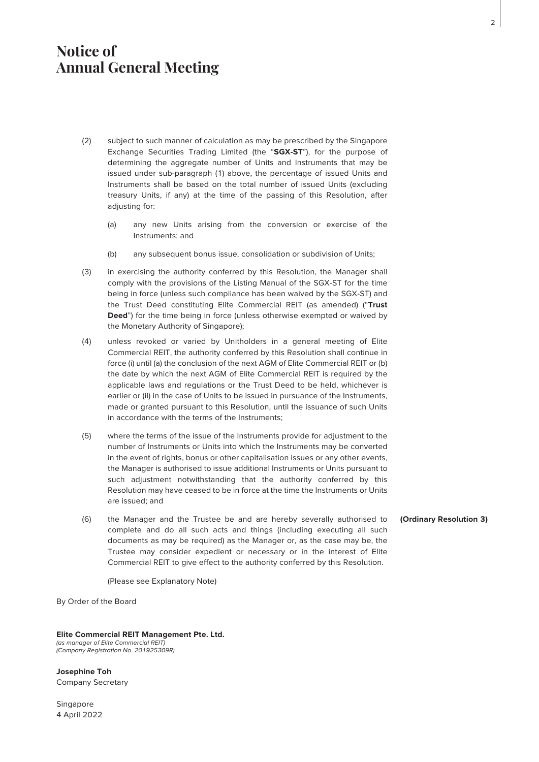# Notice of Annual General Meeting

(2) subject to such manner of calculation as may be prescribed by the Singapore Exchange Securities Trading Limited (the "**SGX-ST**"), for the purpose of determining the aggregate number of Units and Instruments that may be issued under sub-paragraph (1) above, the percentage of issued Units and Instruments shall be based on the total number of issued Units (excluding treasury Units, if any) at the time of the passing of this Resolution, after adjusting for:

   (a) any new Units arising from the conversion or exercise of the Instruments; and

   (b) any subsequent bonus issue, consolidation or subdivision of Units;

(3) in exercising the authority conferred by this Resolution, the Manager shall comply with the provisions of the Listing Manual of the SGX-ST for the time being in force (unless such compliance has been waived by the SGX-ST) and the Trust Deed constituting Elite Commercial REIT (as amended) ("**Trust Deed**") for the time being in force (unless otherwise exempted or waived by the Monetary Authority of Singapore);

(4) unless revoked or varied by Unitholders in a general meeting of Elite Commercial REIT, the authority conferred by this Resolution shall continue in force (i) until (a) the conclusion of the next AGM of Elite Commercial REIT or (b) the date by which the next AGM of Elite Commercial REIT is required by the applicable laws and regulations or the Trust Deed to be held, whichever is earlier or (ii) in the case of Units to be issued in pursuance of the Instruments, made or granted pursuant to this Resolution, until the issuance of such Units in accordance with the terms of the Instruments;

(5) where the terms of the issue of the Instruments provide for adjustment to the number of Instruments or Units into which the Instruments may be converted in the event of rights, bonus or other capitalisation issues or any other events, the Manager is authorised to issue additional Instruments or Units pursuant to such adjustment notwithstanding that the authority conferred by this Resolution may have ceased to be in force at the time the Instruments or Units are issued; and

(6) the Manager and the Trustee be and are hereby severally authorised to complete and do all such acts and things (including executing all such documents as may be required) as the Manager or, as the case may be, the Trustee may consider expedient or necessary or in the interest of Elite Commercial REIT to give effect to the authority conferred by this Resolution. **(Ordinary Resolution 3)**

(Please see Explanatory Note)

By Order of the Board

**Elite Commercial REIT Management Pte. Ltd.**
*(as manager of Elite Commercial REIT)*
*(Company Registration No. 201925309R)*

**Josephine Toh**
Company Secretary

Singapore
4 April 2022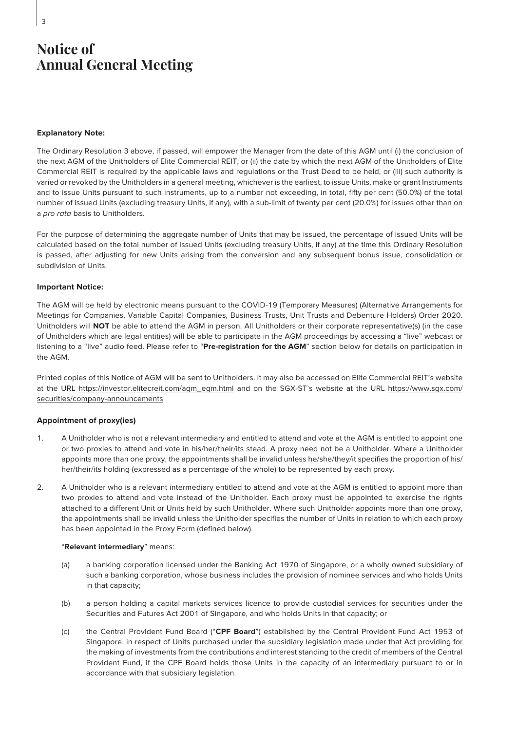# Notice of Annual General Meeting

**Explanatory Note:**

The Ordinary Resolution 3 above, if passed, will empower the Manager from the date of this AGM until (i) the conclusion of the next AGM of the Unitholders of Elite Commercial REIT, or (ii) the date by which the next AGM of the Unitholders of Elite Commercial REIT is required by the applicable laws and regulations or the Trust Deed to be held, or (iii) such authority is varied or revoked by the Unitholders in a general meeting, whichever is the earliest, to issue Units, make or grant Instruments and to issue Units pursuant to such Instruments, up to a number not exceeding, in total, fifty per cent (50.0%) of the total number of issued Units (excluding treasury Units, if any), with a sub-limit of twenty per cent (20.0%) for issues other than on a *pro rata* basis to Unitholders.

For the purpose of determining the aggregate number of Units that may be issued, the percentage of issued Units will be calculated based on the total number of issued Units (excluding treasury Units, if any) at the time this Ordinary Resolution is passed, after adjusting for new Units arising from the conversion and any subsequent bonus issue, consolidation or subdivision of Units.

**Important Notice:**

The AGM will be held by electronic means pursuant to the COVID-19 (Temporary Measures) (Alternative Arrangements for Meetings for Companies, Variable Capital Companies, Business Trusts, Unit Trusts and Debenture Holders) Order 2020. Unitholders will **NOT** be able to attend the AGM in person. All Unitholders or their corporate representative(s) (in the case of Unitholders which are legal entities) will be able to participate in the AGM proceedings by accessing a "live" webcast or listening to a "live" audio feed. Please refer to "**Pre-registration for the AGM**" section below for details on participation in the AGM.

Printed copies of this Notice of AGM will be sent to Unitholders. It may also be accessed on Elite Commercial REIT's website at the URL https://investor.elitecreit.com/agm_egm.html and on the SGX-ST's website at the URL https://www.sgx.com/securities/company-announcements

**Appointment of proxy(ies)**

1. A Unitholder who is not a relevant intermediary and entitled to attend and vote at the AGM is entitled to appoint one or two proxies to attend and vote in his/her/their/its stead. A proxy need not be a Unitholder. Where a Unitholder appoints more than one proxy, the appointments shall be invalid unless he/she/they/it specifies the proportion of his/her/their/its holding (expressed as a percentage of the whole) to be represented by each proxy.

2. A Unitholder who is a relevant intermediary entitled to attend and vote at the AGM is entitled to appoint more than two proxies to attend and vote instead of the Unitholder. Each proxy must be appointed to exercise the rights attached to a different Unit or Units held by such Unitholder. Where such Unitholder appoints more than one proxy, the appointments shall be invalid unless the Unitholder specifies the number of Units in relation to which each proxy has been appointed in the Proxy Form (defined below).

   "**Relevant intermediary**" means:

   (a) a banking corporation licensed under the Banking Act 1970 of Singapore, or a wholly owned subsidiary of such a banking corporation, whose business includes the provision of nominee services and who holds Units in that capacity;

   (b) a person holding a capital markets services licence to provide custodial services for securities under the Securities and Futures Act 2001 of Singapore, and who holds Units in that capacity; or

   (c) the Central Provident Fund Board ("**CPF Board**") established by the Central Provident Fund Act 1953 of Singapore, in respect of Units purchased under the subsidiary legislation made under that Act providing for the making of investments from the contributions and interest standing to the credit of members of the Central Provident Fund, if the CPF Board holds those Units in the capacity of an intermediary pursuant to or in accordance with that subsidiary legislation.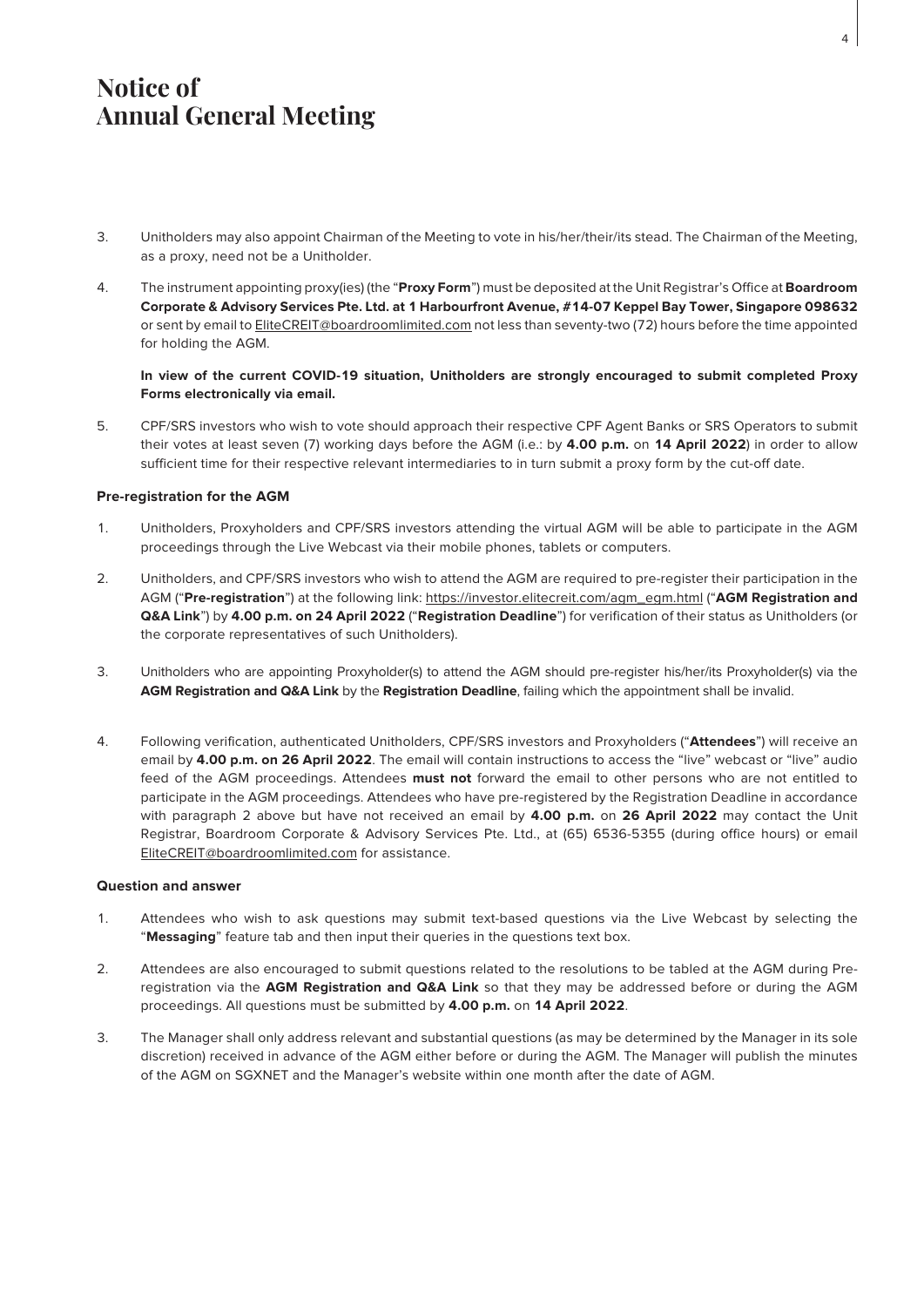# Notice of Annual General Meeting

3. Unitholders may also appoint Chairman of the Meeting to vote in his/her/their/its stead. The Chairman of the Meeting, as a proxy, need not be a Unitholder.

4. The instrument appointing proxy(ies) (the "**Proxy Form**") must be deposited at the Unit Registrar's Office at **Boardroom Corporate & Advisory Services Pte. Ltd. at 1 Harbourfront Avenue, #14-07 Keppel Bay Tower, Singapore 098632** or sent by email to EliteCREIT@boardroomlimited.com not less than seventy-two (72) hours before the time appointed for holding the AGM.

   **In view of the current COVID-19 situation, Unitholders are strongly encouraged to submit completed Proxy Forms electronically via email.**

5. CPF/SRS investors who wish to vote should approach their respective CPF Agent Banks or SRS Operators to submit their votes at least seven (7) working days before the AGM (i.e.: by **4.00 p.m.** on **14 April 2022**) in order to allow sufficient time for their respective relevant intermediaries to in turn submit a proxy form by the cut-off date.

**Pre-registration for the AGM**

1. Unitholders, Proxyholders and CPF/SRS investors attending the virtual AGM will be able to participate in the AGM proceedings through the Live Webcast via their mobile phones, tablets or computers.

2. Unitholders, and CPF/SRS investors who wish to attend the AGM are required to pre-register their participation in the AGM ("**Pre-registration**") at the following link: https://investor.elitecreit.com/agm_egm.html ("**AGM Registration and Q&A Link**") by **4.00 p.m. on 24 April 2022** ("**Registration Deadline**") for verification of their status as Unitholders (or the corporate representatives of such Unitholders).

3. Unitholders who are appointing Proxyholder(s) to attend the AGM should pre-register his/her/its Proxyholder(s) via the **AGM Registration and Q&A Link** by the **Registration Deadline**, failing which the appointment shall be invalid.

4. Following verification, authenticated Unitholders, CPF/SRS investors and Proxyholders ("**Attendees**") will receive an email by **4.00 p.m. on 26 April 2022**. The email will contain instructions to access the "live" webcast or "live" audio feed of the AGM proceedings. Attendees **must not** forward the email to other persons who are not entitled to participate in the AGM proceedings. Attendees who have pre-registered by the Registration Deadline in accordance with paragraph 2 above but have not received an email by **4.00 p.m.** on **26 April 2022** may contact the Unit Registrar, Boardroom Corporate & Advisory Services Pte. Ltd., at (65) 6536-5355 (during office hours) or email EliteCREIT@boardroomlimited.com for assistance.

**Question and answer**

1. Attendees who wish to ask questions may submit text-based questions via the Live Webcast by selecting the "**Messaging**" feature tab and then input their queries in the questions text box.

2. Attendees are also encouraged to submit questions related to the resolutions to be tabled at the AGM during Pre-registration via the **AGM Registration and Q&A Link** so that they may be addressed before or during the AGM proceedings. All questions must be submitted by **4.00 p.m.** on **14 April 2022**.

3. The Manager shall only address relevant and substantial questions (as may be determined by the Manager in its sole discretion) received in advance of the AGM either before or during the AGM. The Manager will publish the minutes of the AGM on SGXNET and the Manager's website within one month after the date of AGM.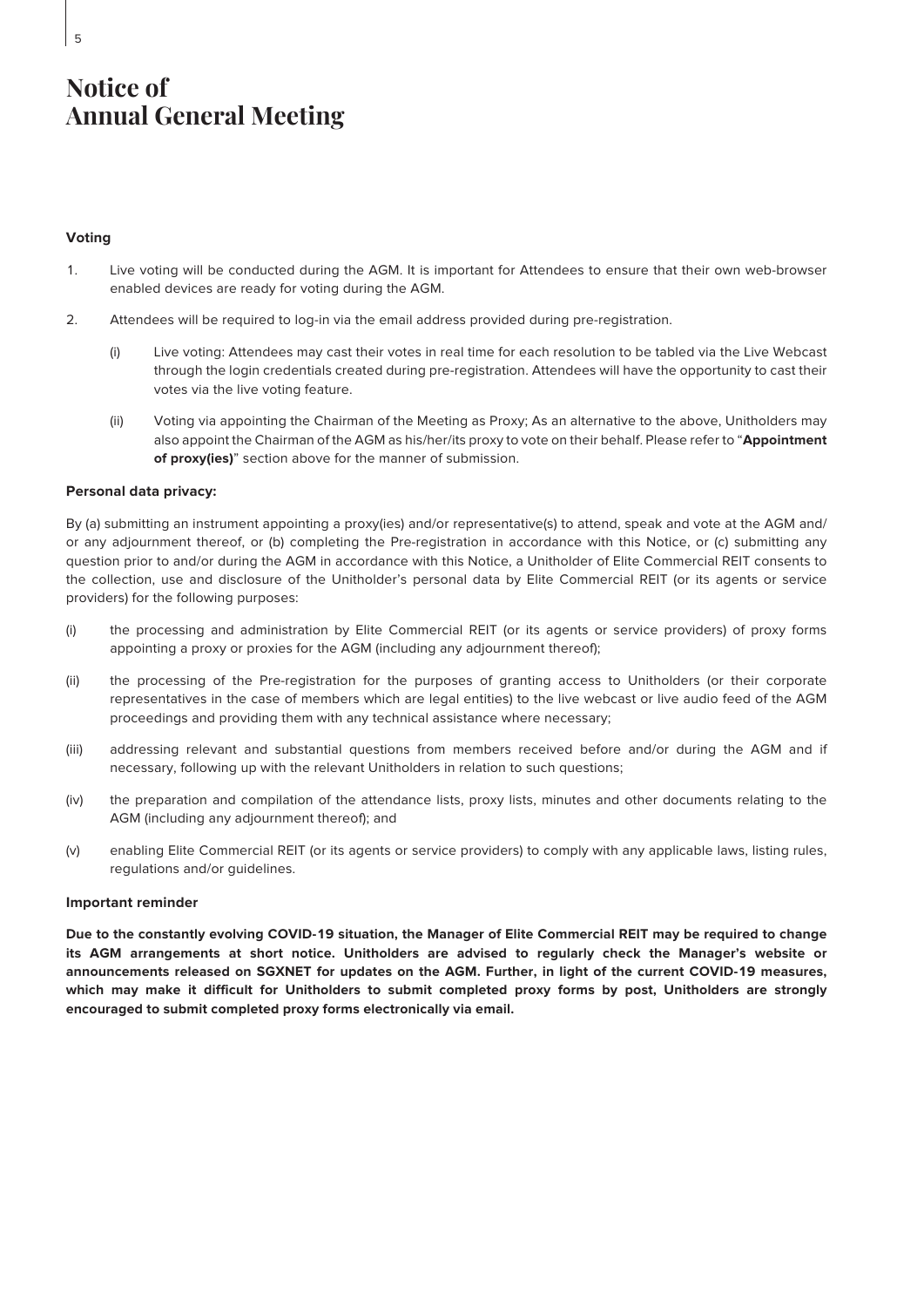# Notice of Annual General Meeting

**Voting**

1. Live voting will be conducted during the AGM. It is important for Attendees to ensure that their own web-browser enabled devices are ready for voting during the AGM.

2. Attendees will be required to log-in via the email address provided during pre-registration.

   (i) Live voting: Attendees may cast their votes in real time for each resolution to be tabled via the Live Webcast through the login credentials created during pre-registration. Attendees will have the opportunity to cast their votes via the live voting feature.

   (ii) Voting via appointing the Chairman of the Meeting as Proxy; As an alternative to the above, Unitholders may also appoint the Chairman of the AGM as his/her/its proxy to vote on their behalf. Please refer to "**Appointment of proxy(ies)**" section above for the manner of submission.

**Personal data privacy:**

By (a) submitting an instrument appointing a proxy(ies) and/or representative(s) to attend, speak and vote at the AGM and/ or any adjournment thereof, or (b) completing the Pre-registration in accordance with this Notice, or (c) submitting any question prior to and/or during the AGM in accordance with this Notice, a Unitholder of Elite Commercial REIT consents to the collection, use and disclosure of the Unitholder's personal data by Elite Commercial REIT (or its agents or service providers) for the following purposes:

(i) the processing and administration by Elite Commercial REIT (or its agents or service providers) of proxy forms appointing a proxy or proxies for the AGM (including any adjournment thereof);

(ii) the processing of the Pre-registration for the purposes of granting access to Unitholders (or their corporate representatives in the case of members which are legal entities) to the live webcast or live audio feed of the AGM proceedings and providing them with any technical assistance where necessary;

(iii) addressing relevant and substantial questions from members received before and/or during the AGM and if necessary, following up with the relevant Unitholders in relation to such questions;

(iv) the preparation and compilation of the attendance lists, proxy lists, minutes and other documents relating to the AGM (including any adjournment thereof); and

(v) enabling Elite Commercial REIT (or its agents or service providers) to comply with any applicable laws, listing rules, regulations and/or guidelines.

**Important reminder**

**Due to the constantly evolving COVID-19 situation, the Manager of Elite Commercial REIT may be required to change its AGM arrangements at short notice. Unitholders are advised to regularly check the Manager's website or announcements released on SGXNET for updates on the AGM. Further, in light of the current COVID-19 measures, which may make it difficult for Unitholders to submit completed proxy forms by post, Unitholders are strongly encouraged to submit completed proxy forms electronically via email.**